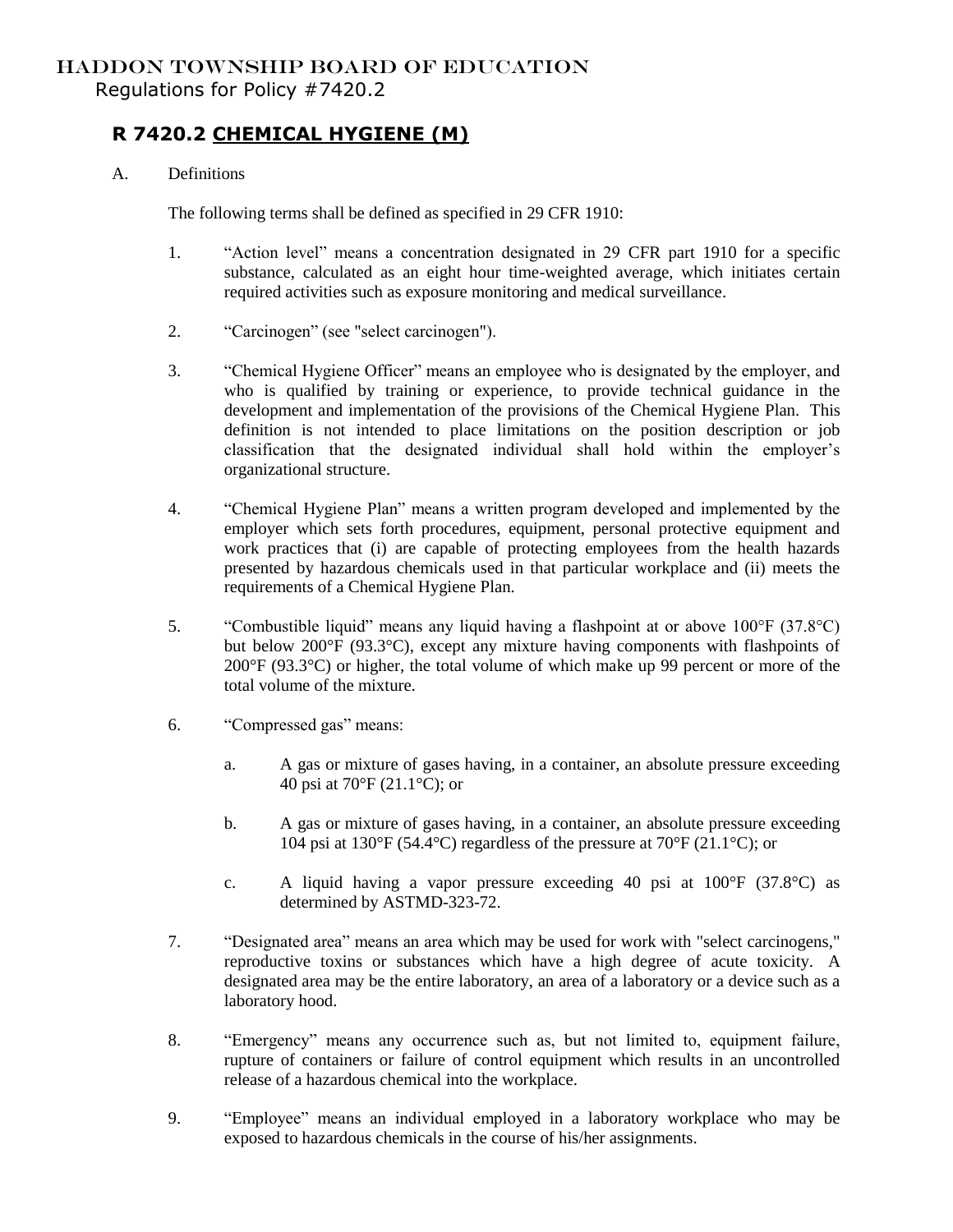# HADDON TOWNSHIP BOARD OF EDUCATION

Regulations for Policy #7420.2

## R 7420.2 CHEMICAL HYGIENE (M)

A. Definitions

The following terms shall be defined as specified in 29 CFR 1910:

1. "Action level" means a concentration designated in 29 CFR part 1910 for a specific substance, calculated as an eight hour time-weighted average, which initiates certain required activities such as exposure monitoring and medical surveillance.

2. "Carcinogen" (see "select carcinogen").

3. "Chemical Hygiene Officer" means an employee who is designated by the employer, and who is qualified by training or experience, to provide technical guidance in the development and implementation of the provisions of the Chemical Hygiene Plan. This definition is not intended to place limitations on the position description or job classification that the designated individual shall hold within the employer's organizational structure.

4. "Chemical Hygiene Plan" means a written program developed and implemented by the employer which sets forth procedures, equipment, personal protective equipment and work practices that (i) are capable of protecting employees from the health hazards presented by hazardous chemicals used in that particular workplace and (ii) meets the requirements of a Chemical Hygiene Plan.

5. "Combustible liquid" means any liquid having a flashpoint at or above 100°F (37.8°C) but below 200°F (93.3°C), except any mixture having components with flashpoints of 200°F (93.3°C) or higher, the total volume of which make up 99 percent or more of the total volume of the mixture.

6. "Compressed gas" means:

   a. A gas or mixture of gases having, in a container, an absolute pressure exceeding 40 psi at 70°F (21.1°C); or

   b. A gas or mixture of gases having, in a container, an absolute pressure exceeding 104 psi at 130°F (54.4°C) regardless of the pressure at 70°F (21.1°C); or

   c. A liquid having a vapor pressure exceeding 40 psi at 100°F (37.8°C) as determined by ASTMD-323-72.

7. "Designated area" means an area which may be used for work with "select carcinogens," reproductive toxins or substances which have a high degree of acute toxicity. A designated area may be the entire laboratory, an area of a laboratory or a device such as a laboratory hood.

8. "Emergency" means any occurrence such as, but not limited to, equipment failure, rupture of containers or failure of control equipment which results in an uncontrolled release of a hazardous chemical into the workplace.

9. "Employee" means an individual employed in a laboratory workplace who may be exposed to hazardous chemicals in the course of his/her assignments.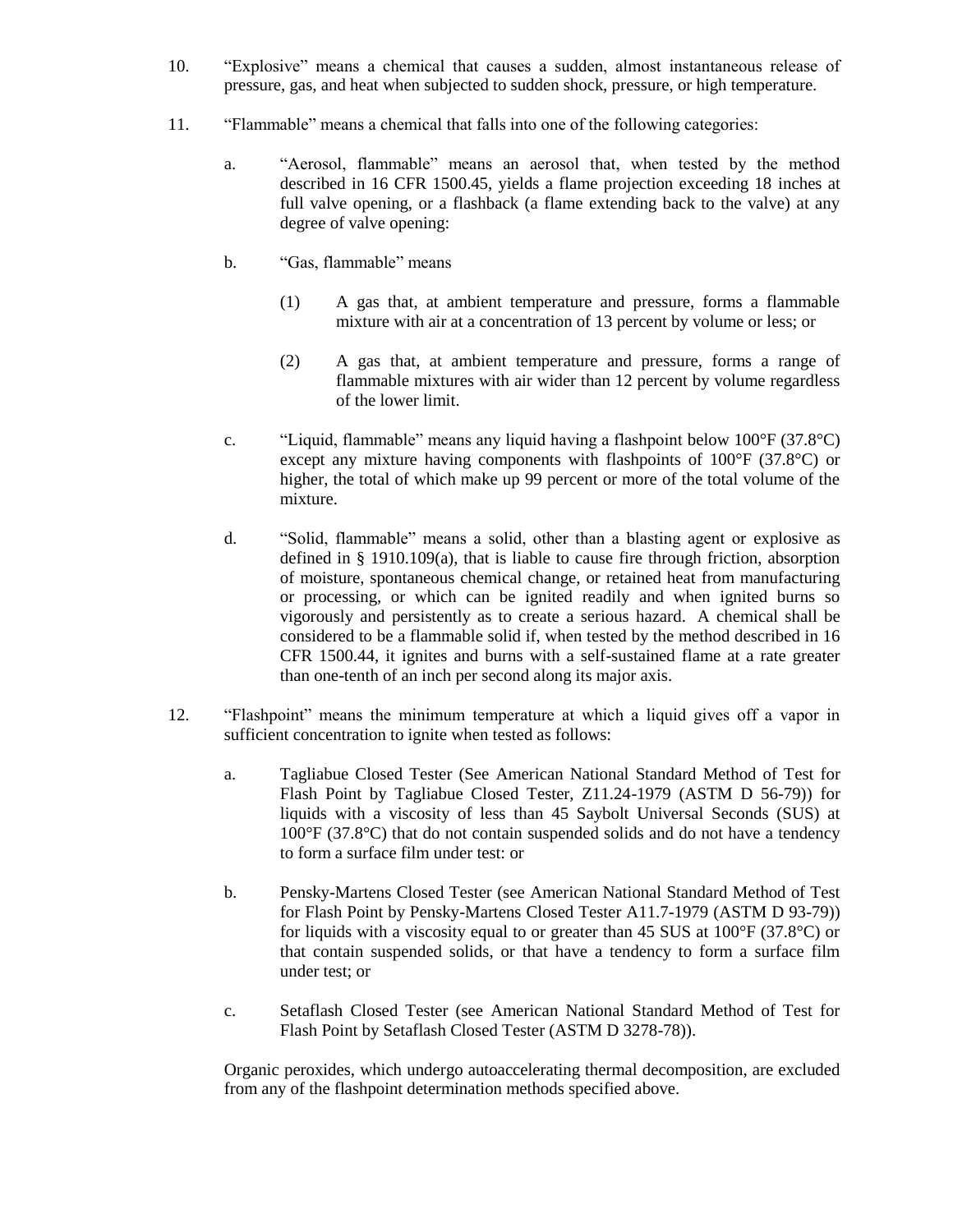10. “Explosive” means a chemical that causes a sudden, almost instantaneous release of pressure, gas, and heat when subjected to sudden shock, pressure, or high temperature.

11. “Flammable” means a chemical that falls into one of the following categories:

    a. “Aerosol, flammable” means an aerosol that, when tested by the method described in 16 CFR 1500.45, yields a flame projection exceeding 18 inches at full valve opening, or a flashback (a flame extending back to the valve) at any degree of valve opening:

    b. “Gas, flammable” means

        (1) A gas that, at ambient temperature and pressure, forms a flammable mixture with air at a concentration of 13 percent by volume or less; or

        (2) A gas that, at ambient temperature and pressure, forms a range of flammable mixtures with air wider than 12 percent by volume regardless of the lower limit.

    c. “Liquid, flammable” means any liquid having a flashpoint below 100°F (37.8°C) except any mixture having components with flashpoints of 100°F (37.8°C) or higher, the total of which make up 99 percent or more of the total volume of the mixture.

    d. “Solid, flammable” means a solid, other than a blasting agent or explosive as defined in § 1910.109(a), that is liable to cause fire through friction, absorption of moisture, spontaneous chemical change, or retained heat from manufacturing or processing, or which can be ignited readily and when ignited burns so vigorously and persistently as to create a serious hazard. A chemical shall be considered to be a flammable solid if, when tested by the method described in 16 CFR 1500.44, it ignites and burns with a self-sustained flame at a rate greater than one-tenth of an inch per second along its major axis.

12. “Flashpoint” means the minimum temperature at which a liquid gives off a vapor in sufficient concentration to ignite when tested as follows:

    a. Tagliabue Closed Tester (See American National Standard Method of Test for Flash Point by Tagliabue Closed Tester, Z11.24-1979 (ASTM D 56-79)) for liquids with a viscosity of less than 45 Saybolt Universal Seconds (SUS) at 100°F (37.8°C) that do not contain suspended solids and do not have a tendency to form a surface film under test: or

    b. Pensky-Martens Closed Tester (see American National Standard Method of Test for Flash Point by Pensky-Martens Closed Tester A11.7-1979 (ASTM D 93-79)) for liquids with a viscosity equal to or greater than 45 SUS at 100°F (37.8°C) or that contain suspended solids, or that have a tendency to form a surface film under test; or

    c. Setaflash Closed Tester (see American National Standard Method of Test for Flash Point by Setaflash Closed Tester (ASTM D 3278-78)).

    Organic peroxides, which undergo autoaccelerating thermal decomposition, are excluded from any of the flashpoint determination methods specified above.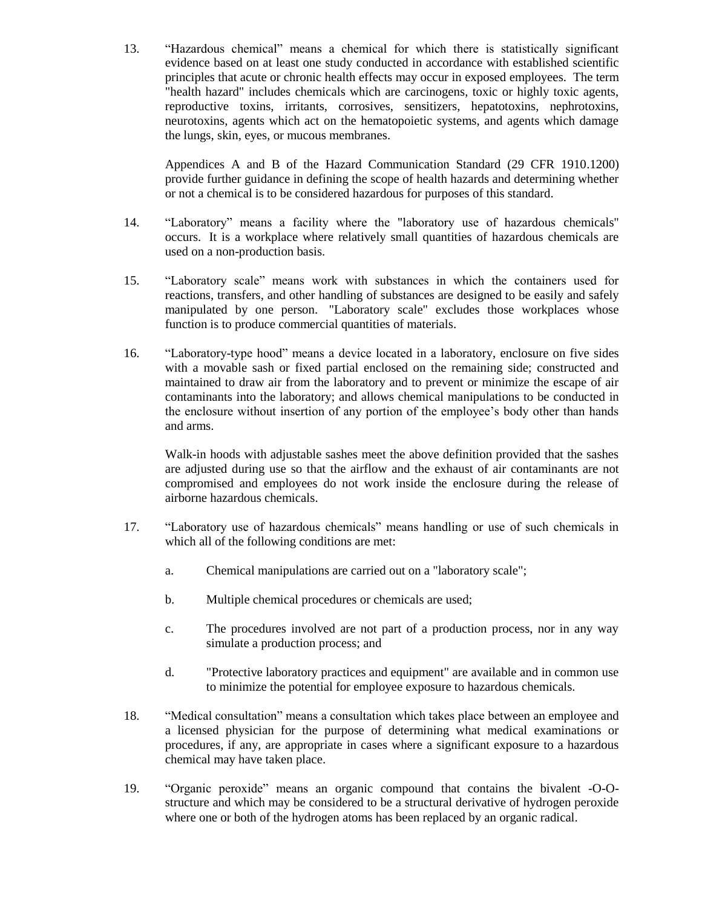13. “Hazardous chemical” means a chemical for which there is statistically significant evidence based on at least one study conducted in accordance with established scientific principles that acute or chronic health effects may occur in exposed employees. The term "health hazard" includes chemicals which are carcinogens, toxic or highly toxic agents, reproductive toxins, irritants, corrosives, sensitizers, hepatotoxins, nephrotoxins, neurotoxins, agents which act on the hematopoietic systems, and agents which damage the lungs, skin, eyes, or mucous membranes.

    Appendices A and B of the Hazard Communication Standard (29 CFR 1910.1200) provide further guidance in defining the scope of health hazards and determining whether or not a chemical is to be considered hazardous for purposes of this standard.

14. “Laboratory” means a facility where the "laboratory use of hazardous chemicals" occurs. It is a workplace where relatively small quantities of hazardous chemicals are used on a non-production basis.

15. “Laboratory scale” means work with substances in which the containers used for reactions, transfers, and other handling of substances are designed to be easily and safely manipulated by one person. "Laboratory scale" excludes those workplaces whose function is to produce commercial quantities of materials.

16. “Laboratory-type hood” means a device located in a laboratory, enclosure on five sides with a movable sash or fixed partial enclosed on the remaining side; constructed and maintained to draw air from the laboratory and to prevent or minimize the escape of air contaminants into the laboratory; and allows chemical manipulations to be conducted in the enclosure without insertion of any portion of the employee’s body other than hands and arms.

    Walk-in hoods with adjustable sashes meet the above definition provided that the sashes are adjusted during use so that the airflow and the exhaust of air contaminants are not compromised and employees do not work inside the enclosure during the release of airborne hazardous chemicals.

17. “Laboratory use of hazardous chemicals” means handling or use of such chemicals in which all of the following conditions are met:

    a. Chemical manipulations are carried out on a "laboratory scale";

    b. Multiple chemical procedures or chemicals are used;

    c. The procedures involved are not part of a production process, nor in any way simulate a production process; and

    d. "Protective laboratory practices and equipment" are available and in common use to minimize the potential for employee exposure to hazardous chemicals.

18. “Medical consultation” means a consultation which takes place between an employee and a licensed physician for the purpose of determining what medical examinations or procedures, if any, are appropriate in cases where a significant exposure to a hazardous chemical may have taken place.

19. “Organic peroxide” means an organic compound that contains the bivalent -O-O- structure and which may be considered to be a structural derivative of hydrogen peroxide where one or both of the hydrogen atoms has been replaced by an organic radical.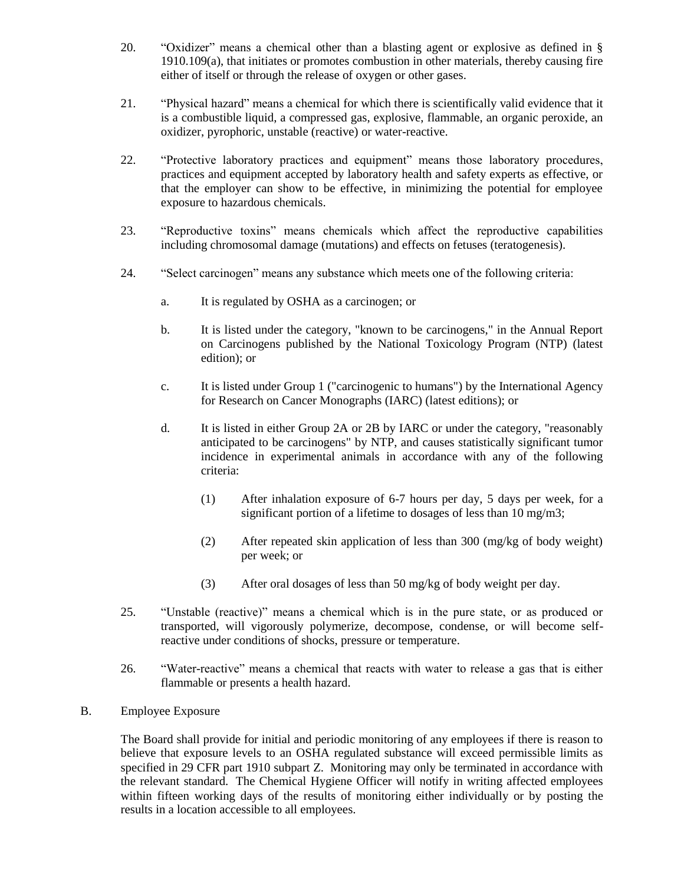20. "Oxidizer" means a chemical other than a blasting agent or explosive as defined in § 1910.109(a), that initiates or promotes combustion in other materials, thereby causing fire either of itself or through the release of oxygen or other gases.

21. "Physical hazard" means a chemical for which there is scientifically valid evidence that it is a combustible liquid, a compressed gas, explosive, flammable, an organic peroxide, an oxidizer, pyrophoric, unstable (reactive) or water-reactive.

22. "Protective laboratory practices and equipment" means those laboratory procedures, practices and equipment accepted by laboratory health and safety experts as effective, or that the employer can show to be effective, in minimizing the potential for employee exposure to hazardous chemicals.

23. "Reproductive toxins" means chemicals which affect the reproductive capabilities including chromosomal damage (mutations) and effects on fetuses (teratogenesis).

24. "Select carcinogen" means any substance which meets one of the following criteria:

    a. It is regulated by OSHA as a carcinogen; or

    b. It is listed under the category, "known to be carcinogens," in the Annual Report on Carcinogens published by the National Toxicology Program (NTP) (latest edition); or

    c. It is listed under Group 1 ("carcinogenic to humans") by the International Agency for Research on Cancer Monographs (IARC) (latest editions); or

    d. It is listed in either Group 2A or 2B by IARC or under the category, "reasonably anticipated to be carcinogens" by NTP, and causes statistically significant tumor incidence in experimental animals in accordance with any of the following criteria:

        (1) After inhalation exposure of 6-7 hours per day, 5 days per week, for a significant portion of a lifetime to dosages of less than 10 mg/m3;

        (2) After repeated skin application of less than 300 (mg/kg of body weight) per week; or

        (3) After oral dosages of less than 50 mg/kg of body weight per day.

25. "Unstable (reactive)" means a chemical which is in the pure state, or as produced or transported, will vigorously polymerize, decompose, condense, or will become self-reactive under conditions of shocks, pressure or temperature.

26. "Water-reactive" means a chemical that reacts with water to release a gas that is either flammable or presents a health hazard.

B. Employee Exposure

The Board shall provide for initial and periodic monitoring of any employees if there is reason to believe that exposure levels to an OSHA regulated substance will exceed permissible limits as specified in 29 CFR part 1910 subpart Z. Monitoring may only be terminated in accordance with the relevant standard. The Chemical Hygiene Officer will notify in writing affected employees within fifteen working days of the results of monitoring either individually or by posting the results in a location accessible to all employees.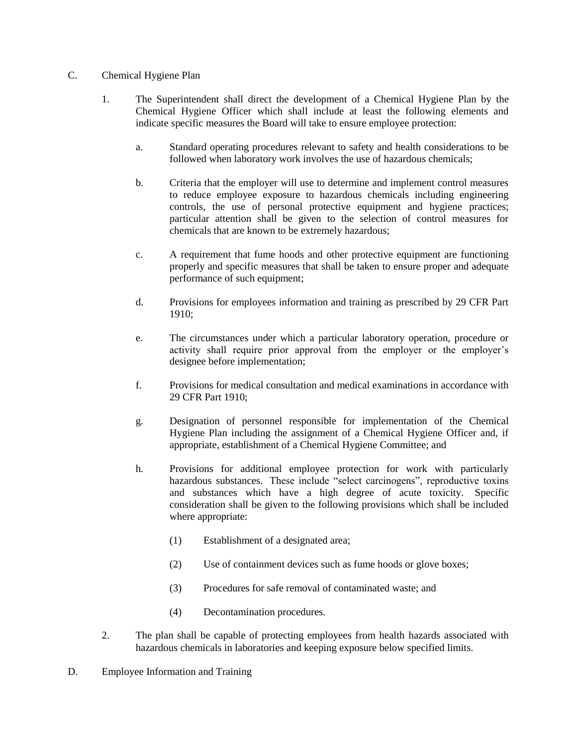C. Chemical Hygiene Plan

1. The Superintendent shall direct the development of a Chemical Hygiene Plan by the Chemical Hygiene Officer which shall include at least the following elements and indicate specific measures the Board will take to ensure employee protection:

   a. Standard operating procedures relevant to safety and health considerations to be followed when laboratory work involves the use of hazardous chemicals;

   b. Criteria that the employer will use to determine and implement control measures to reduce employee exposure to hazardous chemicals including engineering controls, the use of personal protective equipment and hygiene practices; particular attention shall be given to the selection of control measures for chemicals that are known to be extremely hazardous;

   c. A requirement that fume hoods and other protective equipment are functioning properly and specific measures that shall be taken to ensure proper and adequate performance of such equipment;

   d. Provisions for employees information and training as prescribed by 29 CFR Part 1910;

   e. The circumstances under which a particular laboratory operation, procedure or activity shall require prior approval from the employer or the employer's designee before implementation;

   f. Provisions for medical consultation and medical examinations in accordance with 29 CFR Part 1910;

   g. Designation of personnel responsible for implementation of the Chemical Hygiene Plan including the assignment of a Chemical Hygiene Officer and, if appropriate, establishment of a Chemical Hygiene Committee; and

   h. Provisions for additional employee protection for work with particularly hazardous substances. These include "select carcinogens", reproductive toxins and substances which have a high degree of acute toxicity. Specific consideration shall be given to the following provisions which shall be included where appropriate:

      (1) Establishment of a designated area;

      (2) Use of containment devices such as fume hoods or glove boxes;

      (3) Procedures for safe removal of contaminated waste; and

      (4) Decontamination procedures.

2. The plan shall be capable of protecting employees from health hazards associated with hazardous chemicals in laboratories and keeping exposure below specified limits.

D. Employee Information and Training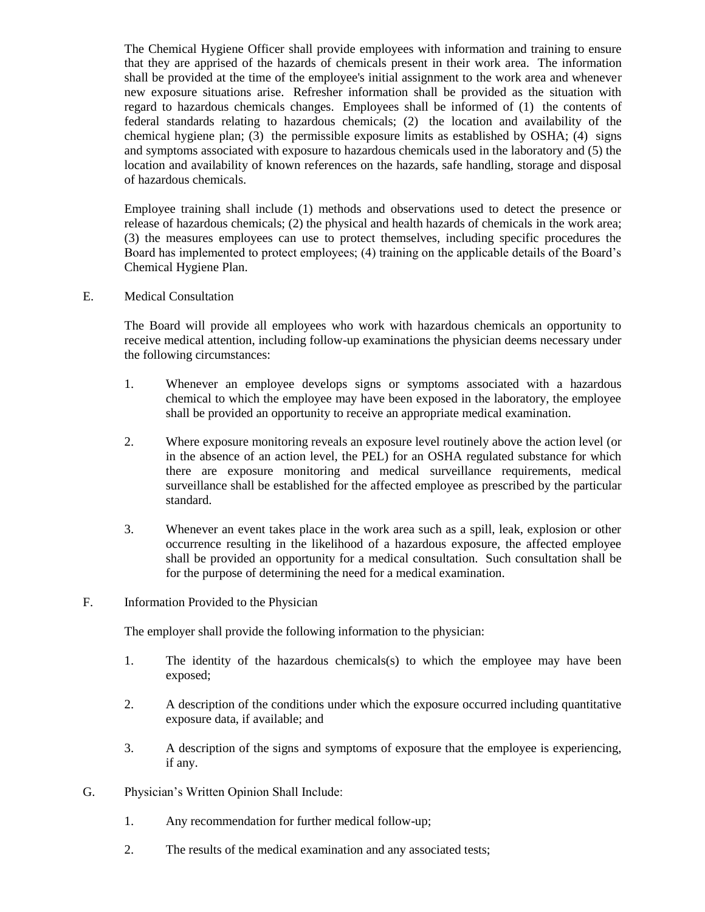The Chemical Hygiene Officer shall provide employees with information and training to ensure that they are apprised of the hazards of chemicals present in their work area. The information shall be provided at the time of the employee's initial assignment to the work area and whenever new exposure situations arise. Refresher information shall be provided as the situation with regard to hazardous chemicals changes. Employees shall be informed of (1) the contents of federal standards relating to hazardous chemicals; (2) the location and availability of the chemical hygiene plan; (3) the permissible exposure limits as established by OSHA; (4) signs and symptoms associated with exposure to hazardous chemicals used in the laboratory and (5) the location and availability of known references on the hazards, safe handling, storage and disposal of hazardous chemicals.

Employee training shall include (1) methods and observations used to detect the presence or release of hazardous chemicals; (2) the physical and health hazards of chemicals in the work area; (3) the measures employees can use to protect themselves, including specific procedures the Board has implemented to protect employees; (4) training on the applicable details of the Board's Chemical Hygiene Plan.

E. Medical Consultation

The Board will provide all employees who work with hazardous chemicals an opportunity to receive medical attention, including follow-up examinations the physician deems necessary under the following circumstances:

1. Whenever an employee develops signs or symptoms associated with a hazardous chemical to which the employee may have been exposed in the laboratory, the employee shall be provided an opportunity to receive an appropriate medical examination.

2. Where exposure monitoring reveals an exposure level routinely above the action level (or in the absence of an action level, the PEL) for an OSHA regulated substance for which there are exposure monitoring and medical surveillance requirements, medical surveillance shall be established for the affected employee as prescribed by the particular standard.

3. Whenever an event takes place in the work area such as a spill, leak, explosion or other occurrence resulting in the likelihood of a hazardous exposure, the affected employee shall be provided an opportunity for a medical consultation. Such consultation shall be for the purpose of determining the need for a medical examination.

F. Information Provided to the Physician

The employer shall provide the following information to the physician:

1. The identity of the hazardous chemicals(s) to which the employee may have been exposed;

2. A description of the conditions under which the exposure occurred including quantitative exposure data, if available; and

3. A description of the signs and symptoms of exposure that the employee is experiencing, if any.

G. Physician's Written Opinion Shall Include:

1. Any recommendation for further medical follow-up;

2. The results of the medical examination and any associated tests;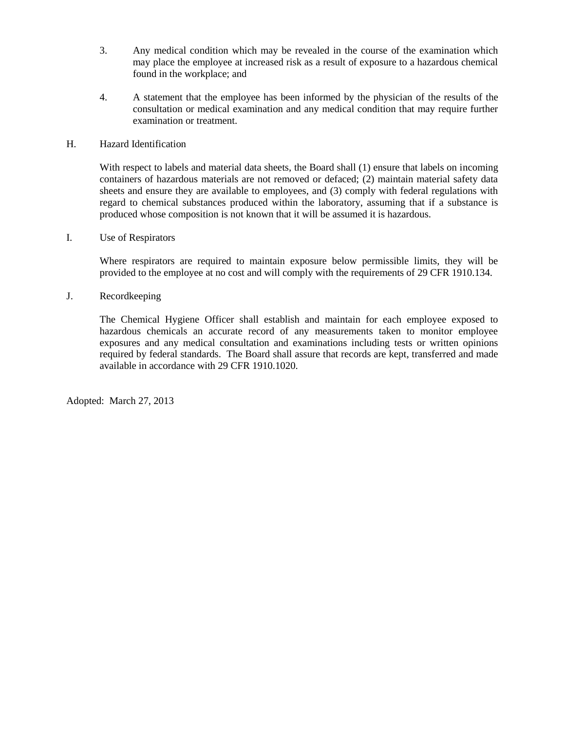3. Any medical condition which may be revealed in the course of the examination which may place the employee at increased risk as a result of exposure to a hazardous chemical found in the workplace; and

4. A statement that the employee has been informed by the physician of the results of the consultation or medical examination and any medical condition that may require further examination or treatment.

H. Hazard Identification

With respect to labels and material data sheets, the Board shall (1) ensure that labels on incoming containers of hazardous materials are not removed or defaced; (2) maintain material safety data sheets and ensure they are available to employees, and (3) comply with federal regulations with regard to chemical substances produced within the laboratory, assuming that if a substance is produced whose composition is not known that it will be assumed it is hazardous.

I. Use of Respirators

Where respirators are required to maintain exposure below permissible limits, they will be provided to the employee at no cost and will comply with the requirements of 29 CFR 1910.134.

J. Recordkeeping

The Chemical Hygiene Officer shall establish and maintain for each employee exposed to hazardous chemicals an accurate record of any measurements taken to monitor employee exposures and any medical consultation and examinations including tests or written opinions required by federal standards. The Board shall assure that records are kept, transferred and made available in accordance with 29 CFR 1910.1020.

Adopted: March 27, 2013